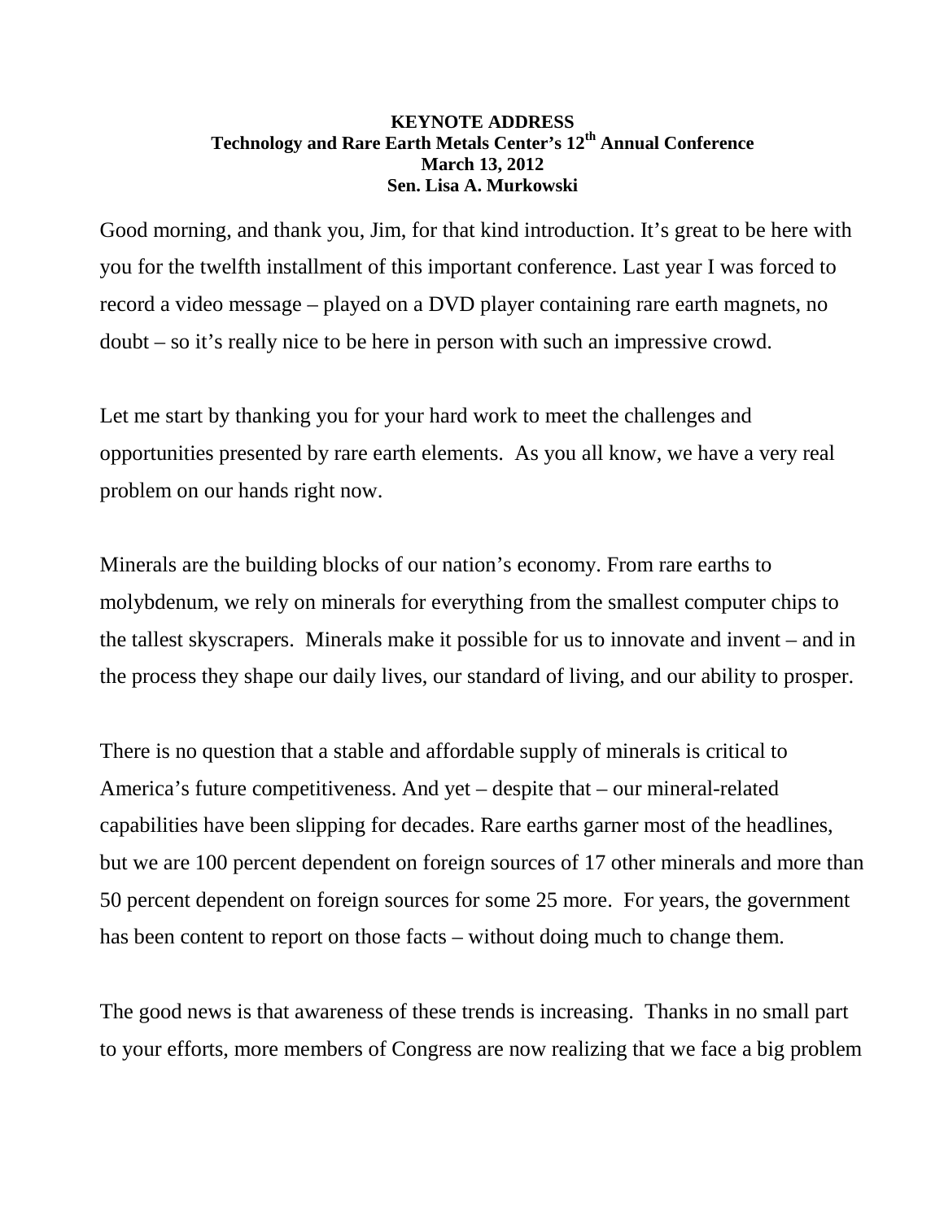**KEYNOTE ADDRESS**
**Technology and Rare Earth Metals Center's 12th Annual Conference**
**March 13, 2012**
**Sen. Lisa A. Murkowski**

Good morning, and thank you, Jim, for that kind introduction. It's great to be here with you for the twelfth installment of this important conference. Last year I was forced to record a video message – played on a DVD player containing rare earth magnets, no doubt – so it's really nice to be here in person with such an impressive crowd.

Let me start by thanking you for your hard work to meet the challenges and opportunities presented by rare earth elements. As you all know, we have a very real problem on our hands right now.

Minerals are the building blocks of our nation's economy. From rare earths to molybdenum, we rely on minerals for everything from the smallest computer chips to the tallest skyscrapers. Minerals make it possible for us to innovate and invent – and in the process they shape our daily lives, our standard of living, and our ability to prosper.

There is no question that a stable and affordable supply of minerals is critical to America's future competitiveness. And yet – despite that – our mineral-related capabilities have been slipping for decades. Rare earths garner most of the headlines, but we are 100 percent dependent on foreign sources of 17 other minerals and more than 50 percent dependent on foreign sources for some 25 more. For years, the government has been content to report on those facts – without doing much to change them.

The good news is that awareness of these trends is increasing. Thanks in no small part to your efforts, more members of Congress are now realizing that we face a big problem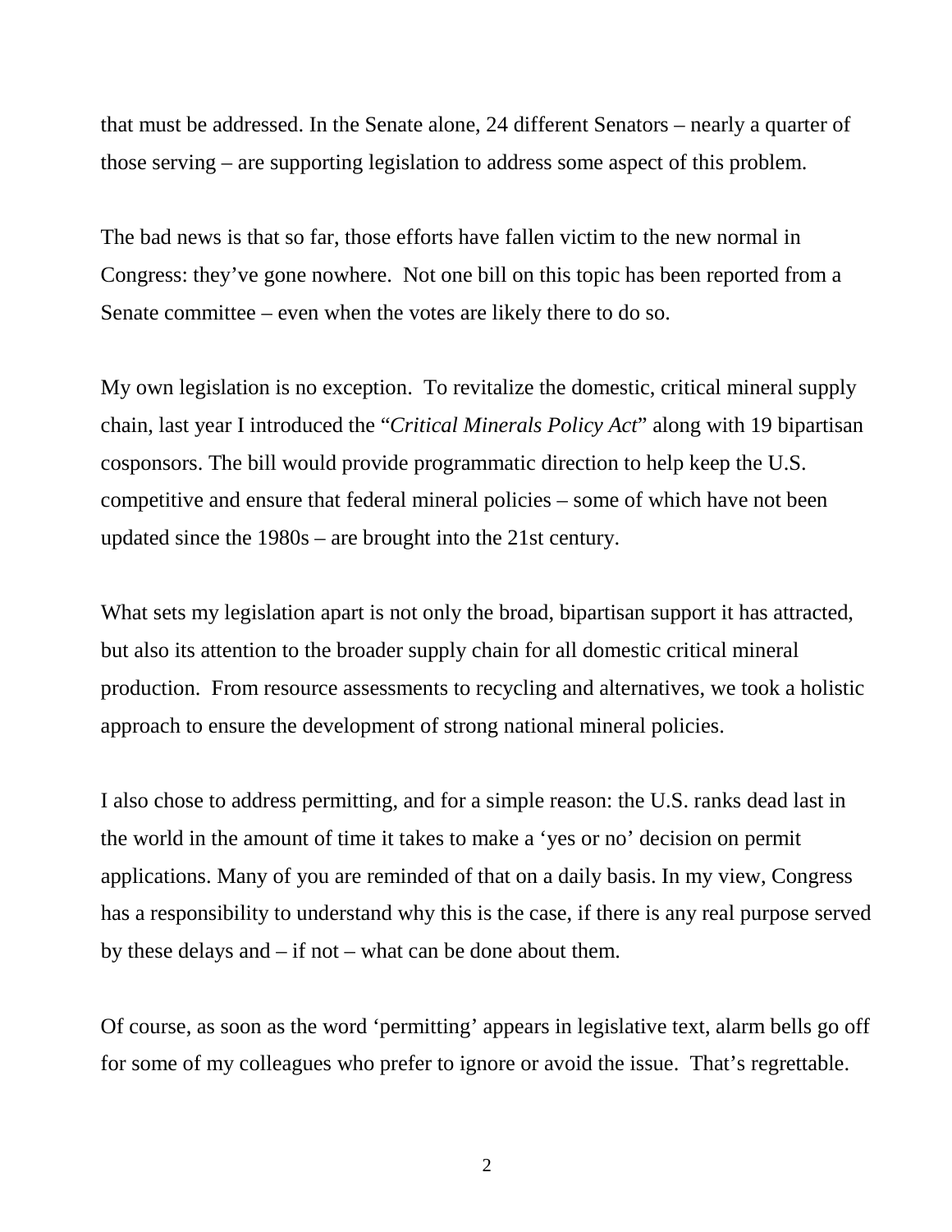that must be addressed. In the Senate alone, 24 different Senators – nearly a quarter of those serving – are supporting legislation to address some aspect of this problem.

The bad news is that so far, those efforts have fallen victim to the new normal in Congress: they've gone nowhere. Not one bill on this topic has been reported from a Senate committee – even when the votes are likely there to do so.

My own legislation is no exception. To revitalize the domestic, critical mineral supply chain, last year I introduced the "*Critical Minerals Policy Act*" along with 19 bipartisan cosponsors. The bill would provide programmatic direction to help keep the U.S. competitive and ensure that federal mineral policies – some of which have not been updated since the 1980s – are brought into the 21st century.

What sets my legislation apart is not only the broad, bipartisan support it has attracted, but also its attention to the broader supply chain for all domestic critical mineral production. From resource assessments to recycling and alternatives, we took a holistic approach to ensure the development of strong national mineral policies.

I also chose to address permitting, and for a simple reason: the U.S. ranks dead last in the world in the amount of time it takes to make a 'yes or no' decision on permit applications. Many of you are reminded of that on a daily basis. In my view, Congress has a responsibility to understand why this is the case, if there is any real purpose served by these delays and – if not – what can be done about them.

Of course, as soon as the word 'permitting' appears in legislative text, alarm bells go off for some of my colleagues who prefer to ignore or avoid the issue. That's regrettable.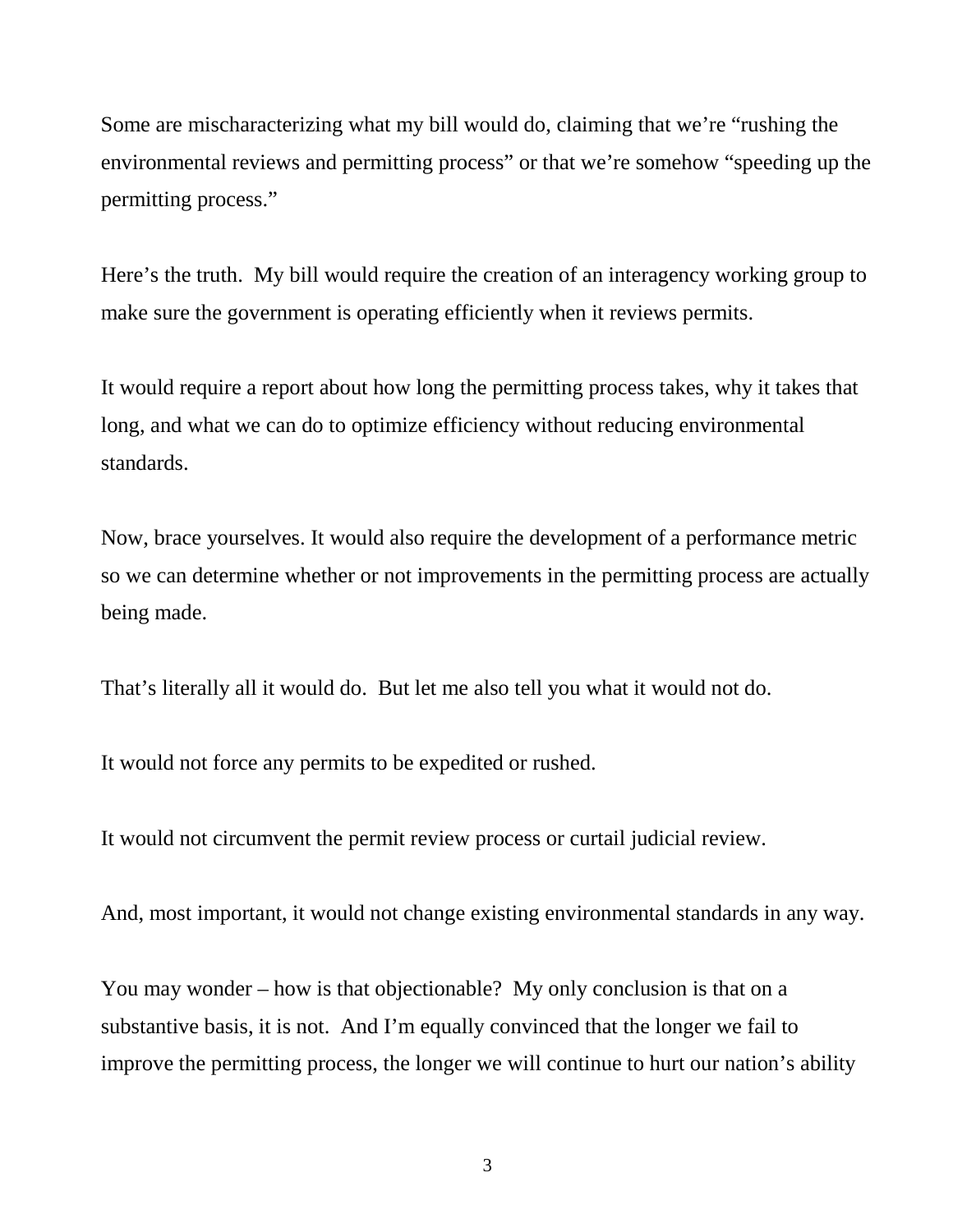Some are mischaracterizing what my bill would do, claiming that we're "rushing the environmental reviews and permitting process" or that we're somehow "speeding up the permitting process."

Here's the truth. My bill would require the creation of an interagency working group to make sure the government is operating efficiently when it reviews permits.

It would require a report about how long the permitting process takes, why it takes that long, and what we can do to optimize efficiency without reducing environmental standards.

Now, brace yourselves. It would also require the development of a performance metric so we can determine whether or not improvements in the permitting process are actually being made.

That's literally all it would do. But let me also tell you what it would not do.

It would not force any permits to be expedited or rushed.

It would not circumvent the permit review process or curtail judicial review.

And, most important, it would not change existing environmental standards in any way.

You may wonder – how is that objectionable? My only conclusion is that on a substantive basis, it is not. And I'm equally convinced that the longer we fail to improve the permitting process, the longer we will continue to hurt our nation's ability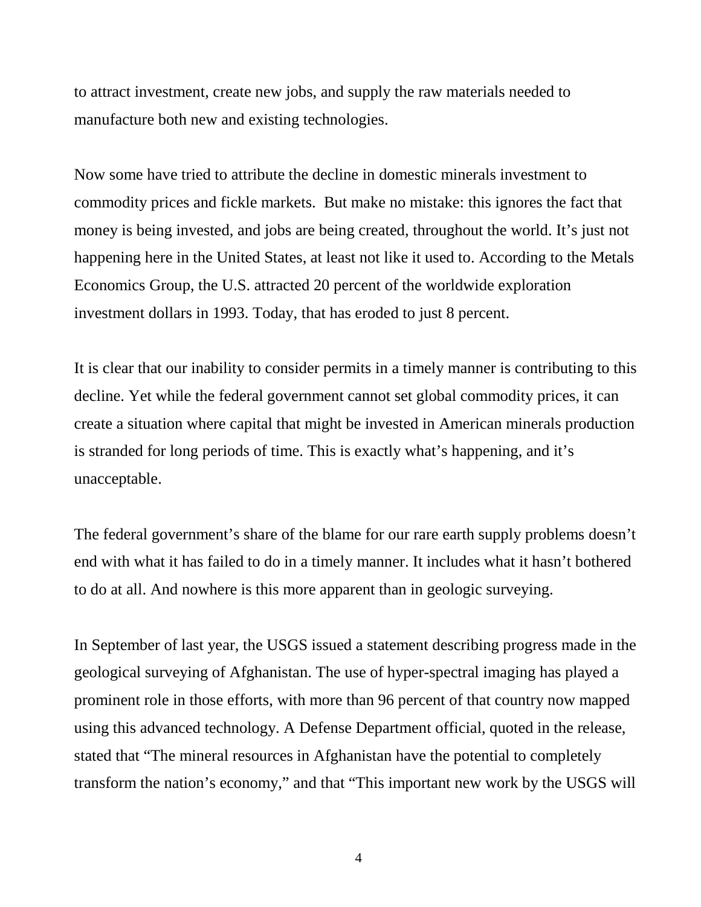to attract investment, create new jobs, and supply the raw materials needed to manufacture both new and existing technologies.

Now some have tried to attribute the decline in domestic minerals investment to commodity prices and fickle markets. But make no mistake: this ignores the fact that money is being invested, and jobs are being created, throughout the world. It's just not happening here in the United States, at least not like it used to. According to the Metals Economics Group, the U.S. attracted 20 percent of the worldwide exploration investment dollars in 1993. Today, that has eroded to just 8 percent.

It is clear that our inability to consider permits in a timely manner is contributing to this decline. Yet while the federal government cannot set global commodity prices, it can create a situation where capital that might be invested in American minerals production is stranded for long periods of time. This is exactly what's happening, and it's unacceptable.

The federal government's share of the blame for our rare earth supply problems doesn't end with what it has failed to do in a timely manner. It includes what it hasn't bothered to do at all. And nowhere is this more apparent than in geologic surveying.

In September of last year, the USGS issued a statement describing progress made in the geological surveying of Afghanistan. The use of hyper-spectral imaging has played a prominent role in those efforts, with more than 96 percent of that country now mapped using this advanced technology. A Defense Department official, quoted in the release, stated that "The mineral resources in Afghanistan have the potential to completely transform the nation's economy," and that "This important new work by the USGS will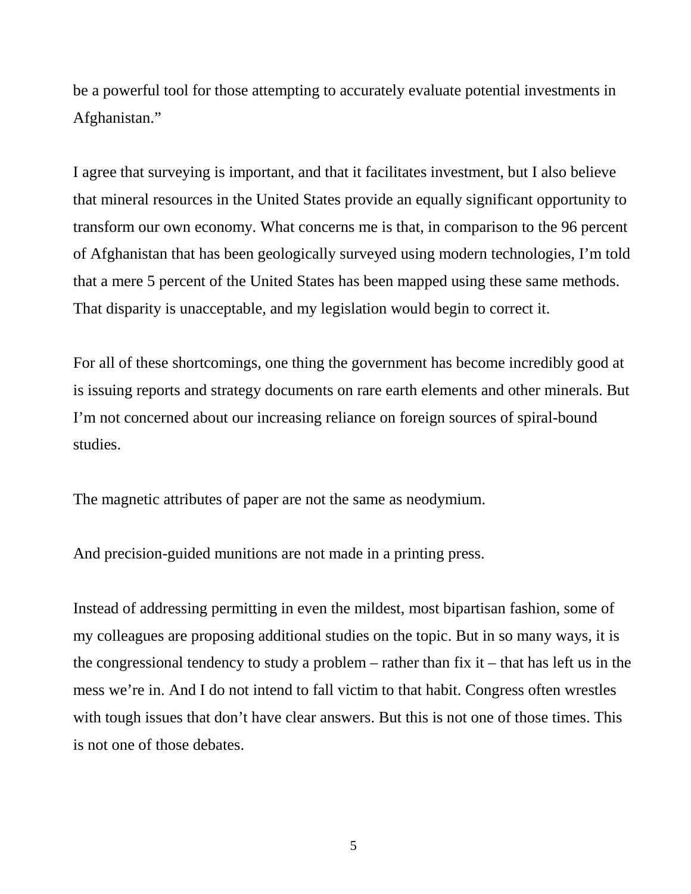be a powerful tool for those attempting to accurately evaluate potential investments in Afghanistan."

I agree that surveying is important, and that it facilitates investment, but I also believe that mineral resources in the United States provide an equally significant opportunity to transform our own economy. What concerns me is that, in comparison to the 96 percent of Afghanistan that has been geologically surveyed using modern technologies, I'm told that a mere 5 percent of the United States has been mapped using these same methods. That disparity is unacceptable, and my legislation would begin to correct it.

For all of these shortcomings, one thing the government has become incredibly good at is issuing reports and strategy documents on rare earth elements and other minerals. But I'm not concerned about our increasing reliance on foreign sources of spiral-bound studies.

The magnetic attributes of paper are not the same as neodymium.

And precision-guided munitions are not made in a printing press.

Instead of addressing permitting in even the mildest, most bipartisan fashion, some of my colleagues are proposing additional studies on the topic. But in so many ways, it is the congressional tendency to study a problem – rather than fix it – that has left us in the mess we're in. And I do not intend to fall victim to that habit. Congress often wrestles with tough issues that don't have clear answers. But this is not one of those times. This is not one of those debates.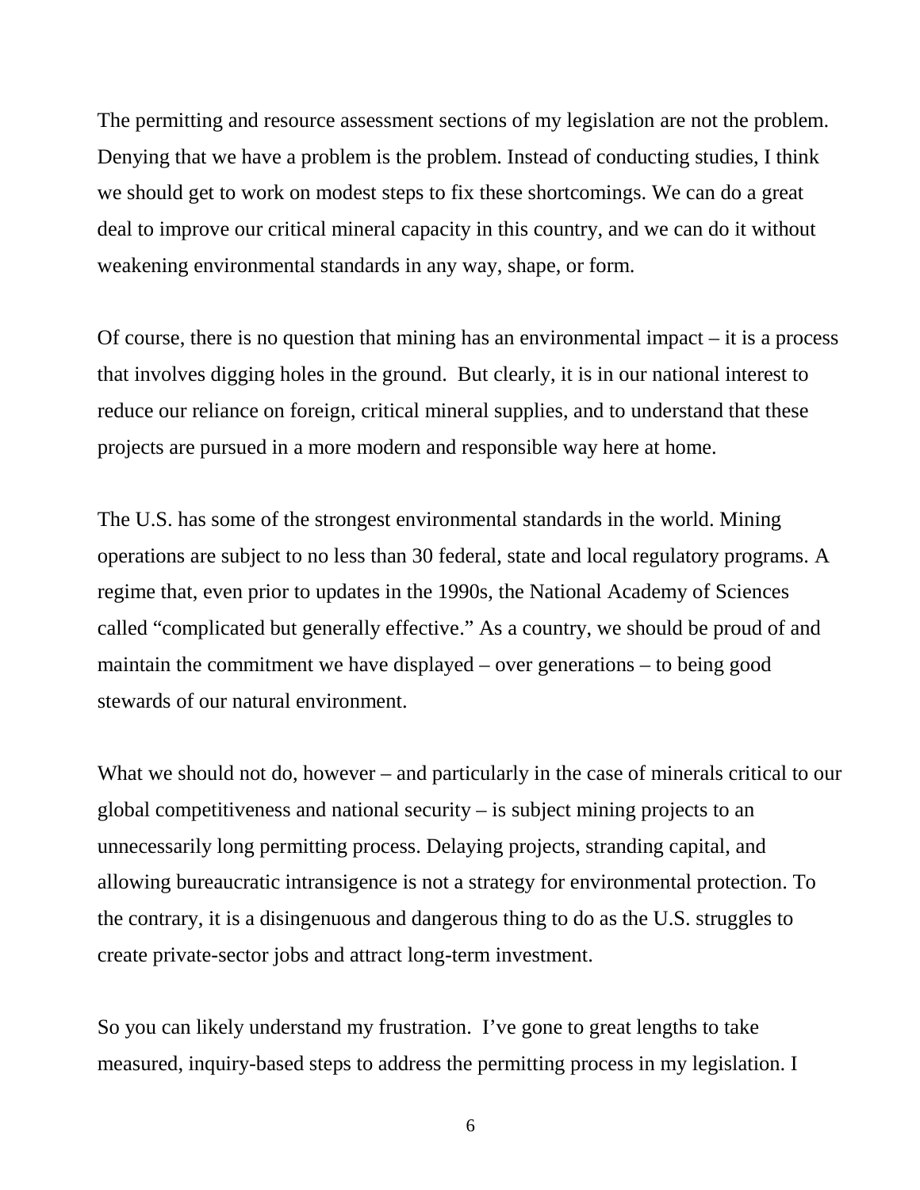The permitting and resource assessment sections of my legislation are not the problem. Denying that we have a problem is the problem. Instead of conducting studies, I think we should get to work on modest steps to fix these shortcomings. We can do a great deal to improve our critical mineral capacity in this country, and we can do it without weakening environmental standards in any way, shape, or form.

Of course, there is no question that mining has an environmental impact – it is a process that involves digging holes in the ground. But clearly, it is in our national interest to reduce our reliance on foreign, critical mineral supplies, and to understand that these projects are pursued in a more modern and responsible way here at home.

The U.S. has some of the strongest environmental standards in the world. Mining operations are subject to no less than 30 federal, state and local regulatory programs. A regime that, even prior to updates in the 1990s, the National Academy of Sciences called "complicated but generally effective." As a country, we should be proud of and maintain the commitment we have displayed – over generations – to being good stewards of our natural environment.

What we should not do, however – and particularly in the case of minerals critical to our global competitiveness and national security – is subject mining projects to an unnecessarily long permitting process. Delaying projects, stranding capital, and allowing bureaucratic intransigence is not a strategy for environmental protection. To the contrary, it is a disingenuous and dangerous thing to do as the U.S. struggles to create private-sector jobs and attract long-term investment.

So you can likely understand my frustration. I've gone to great lengths to take measured, inquiry-based steps to address the permitting process in my legislation. I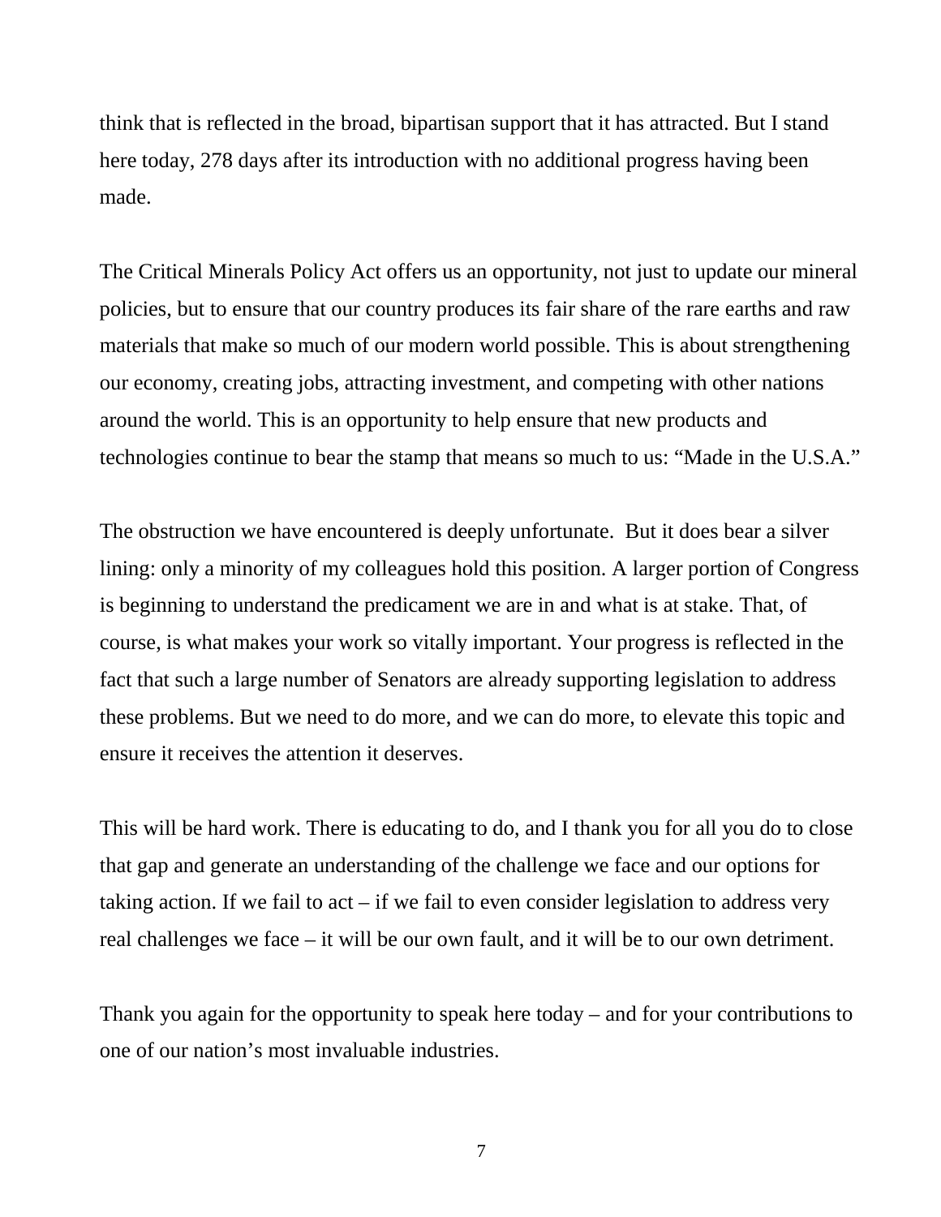think that is reflected in the broad, bipartisan support that it has attracted. But I stand here today, 278 days after its introduction with no additional progress having been made.

The Critical Minerals Policy Act offers us an opportunity, not just to update our mineral policies, but to ensure that our country produces its fair share of the rare earths and raw materials that make so much of our modern world possible. This is about strengthening our economy, creating jobs, attracting investment, and competing with other nations around the world. This is an opportunity to help ensure that new products and technologies continue to bear the stamp that means so much to us: "Made in the U.S.A."

The obstruction we have encountered is deeply unfortunate. But it does bear a silver lining: only a minority of my colleagues hold this position. A larger portion of Congress is beginning to understand the predicament we are in and what is at stake. That, of course, is what makes your work so vitally important. Your progress is reflected in the fact that such a large number of Senators are already supporting legislation to address these problems. But we need to do more, and we can do more, to elevate this topic and ensure it receives the attention it deserves.

This will be hard work. There is educating to do, and I thank you for all you do to close that gap and generate an understanding of the challenge we face and our options for taking action. If we fail to act – if we fail to even consider legislation to address very real challenges we face – it will be our own fault, and it will be to our own detriment.

Thank you again for the opportunity to speak here today – and for your contributions to one of our nation's most invaluable industries.